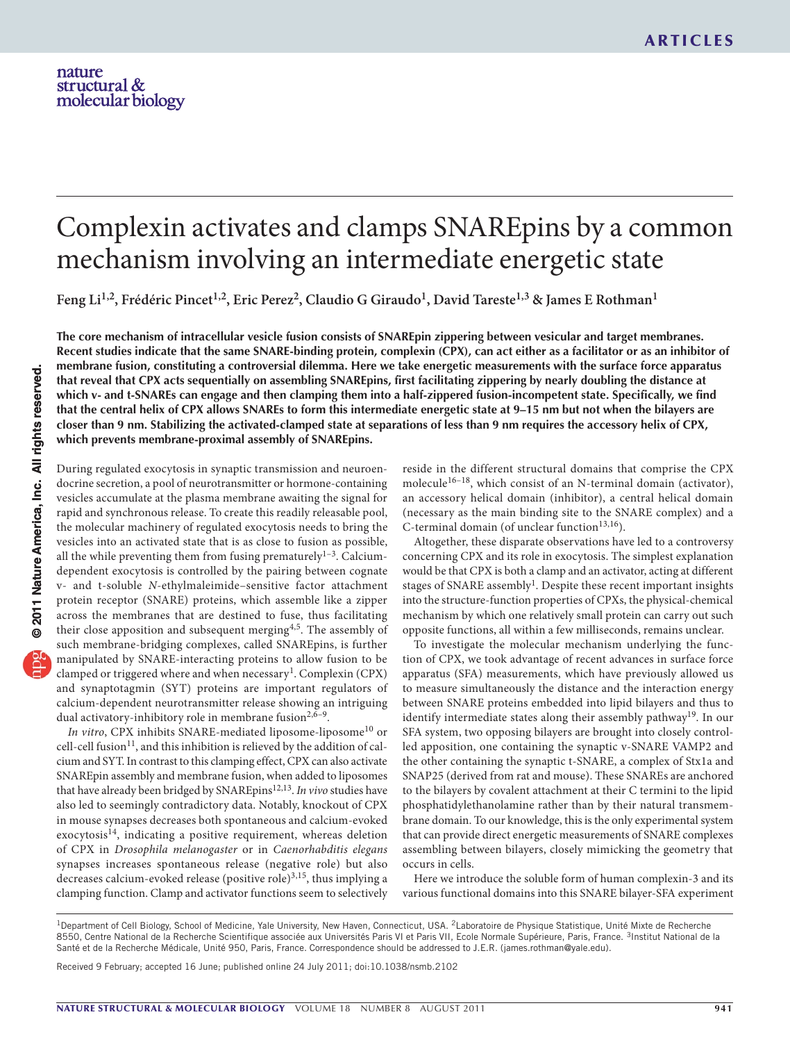# Complexin activates and clamps SNAREpins by a common mechanism involving an intermediate energetic state

**Feng Li[1,2], Frédéric Pincet[1,2], Eric Perez[2], Claudio G Giraudo[1], David Tareste[1,3] & James E Rothman[1]**

**The core mechanism of intracellular vesicle fusion consists of SNAREpin zippering between vesicular and target membranes. Recent studies indicate that the same SNARE-binding protein, complexin (CPX), can act either as a facilitator or as an inhibitor of membrane fusion, constituting a controversial dilemma. Here we take energetic measurements with the surface force apparatus that reveal that CPX acts sequentially on assembling SNAREpins, first facilitating zippering by nearly doubling the distance at which v- and t-SNAREs can engage and then clamping them into a half-zippered fusion-incompetent state. Specifically, we find that the central helix of CPX allows SNAREs to form this intermediate energetic state at 9–15 nm but not when the bilayers are closer than 9 nm. Stabilizing the activated-clamped state at separations of less than 9 nm requires the accessory helix of CPX, which prevents membrane-proximal assembly of SNAREpins.**

During regulated exocytosis in synaptic transmission and neuroendocrine secretion, a pool of neurotransmitter or hormone-containing vesicles accumulate at the plasma membrane awaiting the signal for rapid and synchronous release. To create this readily releasable pool, the molecular machinery of regulated exocytosis needs to bring the vesicles into an activated state that is as close to fusion as possible, all the while preventing them from fusing prematurely[1–3]. Calcium-dependent exocytosis is controlled by the pairing between cognate v- and t-soluble *N*-ethylmaleimide–sensitive factor attachment protein receptor (SNARE) proteins, which assemble like a zipper across the membranes that are destined to fuse, thus facilitating their close apposition and subsequent merging[4,5]. The assembly of such membrane-bridging complexes, called SNAREpins, is further manipulated by SNARE-interacting proteins to allow fusion to be clamped or triggered where and when necessary[1]. Complexin (CPX) and synaptotagmin (SYT) proteins are important regulators of calcium-dependent neurotransmitter release showing an intriguing dual activatory-inhibitory role in membrane fusion[2,6–9].

*In vitro*, CPX inhibits SNARE-mediated liposome-liposome[10] or cell-cell fusion[11], and this inhibition is relieved by the addition of calcium and SYT. In contrast to this clamping effect, CPX can also activate SNAREpin assembly and membrane fusion, when added to liposomes that have already been bridged by SNAREpins[12,13]. *In vivo* studies have also led to seemingly contradictory data. Notably, knockout of CPX in mouse synapses decreases both spontaneous and calcium-evoked exocytosis[14], indicating a positive requirement, whereas deletion of CPX in *Drosophila melanogaster* or in *Caenorhabditis elegans* synapses increases spontaneous release (negative role) but also decreases calcium-evoked release (positive role)[3,15], thus implying a clamping function. Clamp and activator functions seem to selectively reside in the different structural domains that comprise the CPX molecule[16–18], which consist of an N-terminal domain (activator), an accessory helical domain (inhibitor), a central helical domain (necessary as the main binding site to the SNARE complex) and a C-terminal domain (of unclear function[13,16]).

Altogether, these disparate observations have led to a controversy concerning CPX and its role in exocytosis. The simplest explanation would be that CPX is both a clamp and an activator, acting at different stages of SNARE assembly[1]. Despite these recent important insights into the structure-function properties of CPXs, the physical-chemical mechanism by which one relatively small protein can carry out such opposite functions, all within a few milliseconds, remains unclear.

To investigate the molecular mechanism underlying the function of CPX, we took advantage of recent advances in surface force apparatus (SFA) measurements, which have previously allowed us to measure simultaneously the distance and the interaction energy between SNARE proteins embedded into lipid bilayers and thus to identify intermediate states along their assembly pathway[19]. In our SFA system, two opposing bilayers are brought into closely controlled apposition, one containing the synaptic v-SNARE VAMP2 and the other containing the synaptic t-SNARE, a complex of Stx1a and SNAP25 (derived from rat and mouse). These SNAREs are anchored to the bilayers by covalent attachment at their C termini to the lipid phosphatidylethanolamine rather than by their natural transmembrane domain. To our knowledge, this is the only experimental system that can provide direct energetic measurements of SNARE complexes assembling between bilayers, closely mimicking the geometry that occurs in cells.

Here we introduce the soluble form of human complexin-3 and its various functional domains into this SNARE bilayer-SFA experiment

[1]Department of Cell Biology, School of Medicine, Yale University, New Haven, Connecticut, USA. [2]Laboratoire de Physique Statistique, Unité Mixte de Recherche 8550, Centre National de la Recherche Scientifique associée aux Universités Paris VI et Paris VII, Ecole Normale Supérieure, Paris, France. [3]Institut National de la Santé et de la Recherche Médicale, Unité 950, Paris, France. Correspondence should be addressed to J.E.R. (james.rothman@yale.edu).

Received 9 February; accepted 16 June; published online 24 July 2011; doi:10.1038/nsmb.2102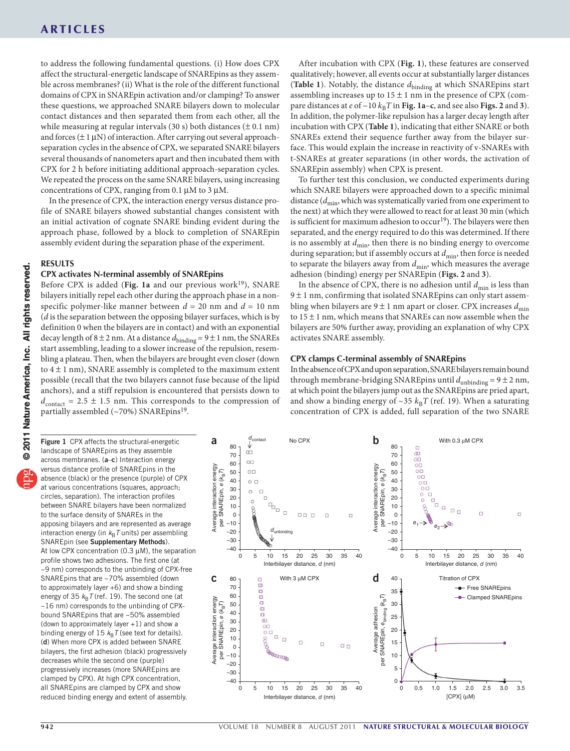to address the following fundamental questions. (i) How does CPX affect the structural-energetic landscape of SNAREpins as they assemble across membranes? (ii) What is the role of the different functional domains of CPX in SNAREpin activation and/or clamping? To answer these questions, we approached SNARE bilayers down to molecular contact distances and then separated them from each other, all the while measuring at regular intervals (30 s) both distances (± 0.1 nm) and forces (± 1 μN) of interaction. After carrying out several approach-separation cycles in the absence of CPX, we separated SNARE bilayers several thousands of nanometers apart and then incubated them with CPX for 2 h before initiating additional approach-separation cycles. We repeated the process on the same SNARE bilayers, using increasing concentrations of CPX, ranging from 0.1 μM to 3 μM.

In the presence of CPX, the interaction energy versus distance profile of SNARE bilayers showed substantial changes consistent with an initial activation of cognate SNARE binding evident during the approach phase, followed by a block to completion of SNAREpin assembly evident during the separation phase of the experiment.

## RESULTS

### CPX activates N-terminal assembly of SNAREpins

Before CPX is added (**Fig. 1a** and our previous work[19]), SNARE bilayers initially repel each other during the approach phase in a nonspecific polymer-like manner between $d$ = 20 nm and $d$ = 10 nm ($d$ is the separation between the opposing bilayer surfaces, which is by definition 0 when the bilayers are in contact) and with an exponential decay length of 8 ± 2 nm. At a distance $d_{binding}$ = 9 ± 1 nm, the SNAREs start assembling, leading to a slower increase of the repulsion, resembling a plateau. Then, when the bilayers are brought even closer (down to 4 ± 1 nm), SNARE assembly is completed to the maximum extent possible (recall that the two bilayers cannot fuse because of the lipid anchors), and a stiff repulsion is encountered that persists down to $d_{contact}$ = 2.5 ± 1.5 nm. This corresponds to the compression of partially assembled (~70%) SNAREpins[19].

After incubation with CPX (**Fig. 1**), these features are conserved qualitatively; however, all events occur at substantially larger distances (**Table 1**). Notably, the distance $d_{binding}$ at which SNAREpins start assembling increases up to 15 ± 1 nm in the presence of CPX (compare distances at $e$ of ~10 $k_BT$ in **Fig. 1a–c**, and see also **Figs. 2** and **3**). In addition, the polymer-like repulsion has a larger decay length after incubation with CPX (**Table 1**), indicating that either SNARE or both SNAREs extend their sequence further away from the bilayer surface. This would explain the increase in reactivity of v-SNAREs with t-SNAREs at greater separations (in other words, the activation of SNAREpin assembly) when CPX is present.

To further test this conclusion, we conducted experiments during which SNARE bilayers were approached down to a specific minimal distance ($d_{min}$, which was systematically varied from one experiment to the next) at which they were allowed to react for at least 30 min (which is sufficient for maximum adhesion to occur[19]). The bilayers were then separated, and the energy required to do this was determined. If there is no assembly at $d_{min}$, then there is no binding energy to overcome during separation; but if assembly occurs at $d_{min}$, then force is needed to separate the bilayers away from $d_{min}$, which measures the average adhesion (binding) energy per SNAREpin (**Figs. 2** and **3**).

In the absence of CPX, there is no adhesion until $d_{min}$ is less than 9 ± 1 nm, confirming that isolated SNAREpins can only start assembling when bilayers are 9 ± 1 nm apart or closer. CPX increases $d_{min}$ to 15 ± 1 nm, which means that SNAREs can now assemble when the bilayers are 50% further away, providing an explanation of why CPX activates SNARE assembly.

### CPX clamps C-terminal assembly of SNAREpins

In the absence of CPX and upon separation, SNARE bilayers remain bound through membrane-bridging SNAREpins until $d_{unbinding}$ = 9 ± 2 nm, at which point the bilayers jump out as the SNAREpins are pried apart, and show a binding energy of ~35 $k_BT$ (ref. 19). When a saturating concentration of CPX is added, full separation of the two SNARE

**Figure 1** CPX affects the structural-energetic landscape of SNAREpins as they assemble across membranes. (**a**–**c**) Interaction energy versus distance profile of SNAREpins in the absence (black) or the presence (purple) of CPX at various concentrations (squares, approach; circles, separation). The interaction profiles between SNARE bilayers have been normalized to the surface density of SNAREs in the apposing bilayers and are represented as average interaction energy (in $k_BT$ units) per assembling SNAREpin (see **Supplementary Methods**). At low CPX concentration (0.3 μM), the separation profile shows two adhesions. The first one (at ~9 nm) corresponds to the unbinding of CPX-free SNAREpins that are ~70% assembled (down to approximately layer +6) and show a binding energy of 35 $k_BT$ (ref. 19). The second one (at ~16 nm) corresponds to the unbinding of CPX-bound SNAREpins that are ~50% assembled (down to approximately layer +1) and show a binding energy of 15 $k_BT$ (see text for details). (**d**) When more CPX is added between SNARE bilayers, the first adhesion (black) progressively decreases while the second one (purple) progressively increases (more SNAREpins are clamped by CPX). At high CPX concentration, all SNAREpins are clamped by CPX and show reduced binding energy and extent of assembly.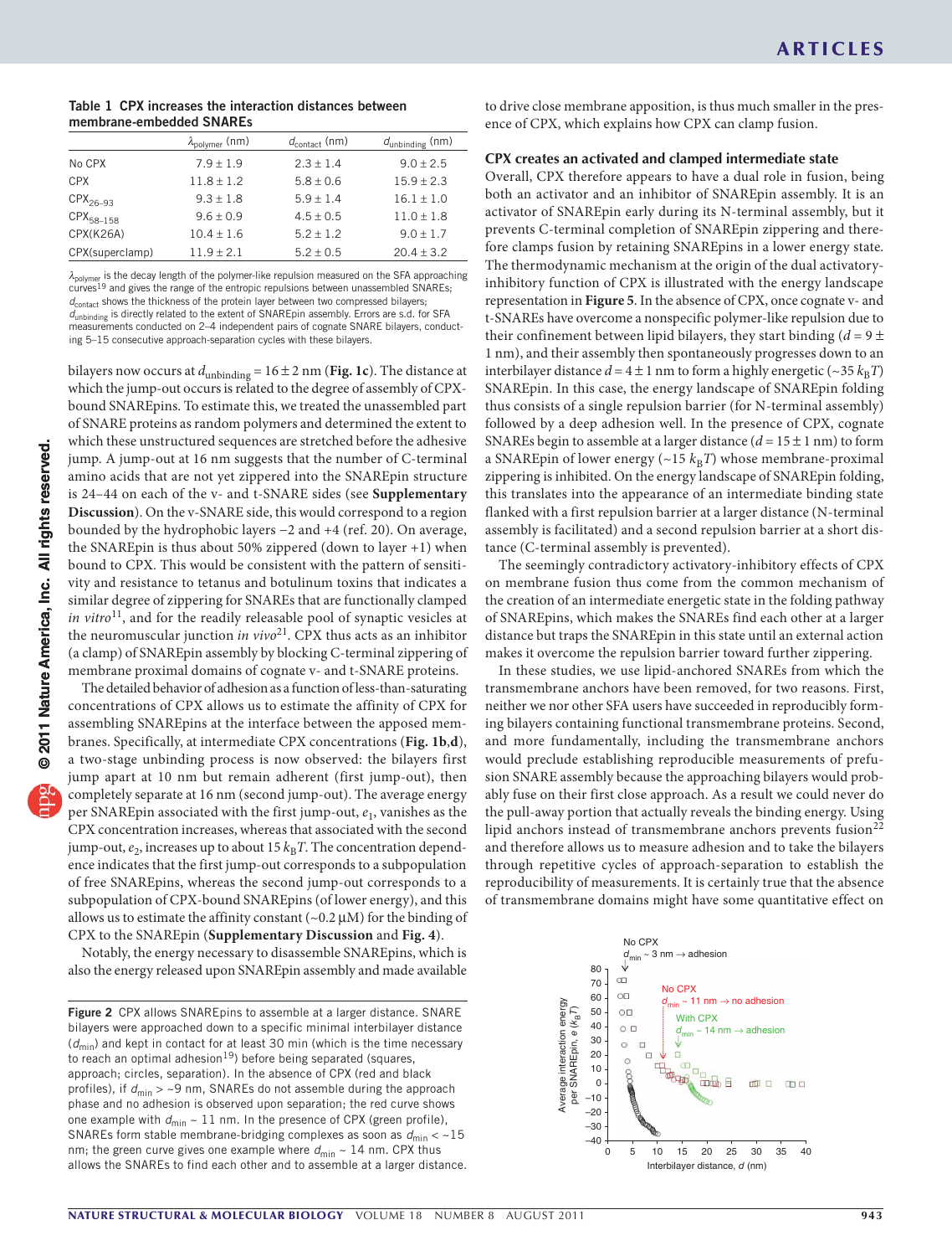**Table 1 CPX increases the interaction distances between membrane-embedded SNAREs**

| | $\lambda_{polymer}$ (nm) | $d_{contact}$ (nm) | $d_{unbinding}$ (nm) |
|---|---|---|---|
| No CPX | $7.9 \pm 1.9$ | $2.3 \pm 1.4$ | $9.0 \pm 2.5$ |
| CPX | $11.8 \pm 1.2$ | $5.8 \pm 0.6$ | $15.9 \pm 2.3$ |
| $CPX_{26–93}$ | $9.3 \pm 1.8$ | $5.9 \pm 1.4$ | $16.1 \pm 1.0$ |
| $CPX_{58–158}$ | $9.6 \pm 0.9$ | $4.5 \pm 0.5$ | $11.0 \pm 1.8$ |
| CPX(K26A) | $10.4 \pm 1.6$ | $5.2 \pm 1.2$ | $9.0 \pm 1.7$ |
| CPX(superclamp) | $11.9 \pm 2.1$ | $5.2 \pm 0.5$ | $20.4 \pm 3.2$ |

$\lambda_{polymer}$ is the decay length of the polymer-like repulsion measured on the SFA approaching curves[19] and gives the range of the entropic repulsions between unassembled SNAREs; $d_{contact}$ shows the thickness of the protein layer between two compressed bilayers; $d_{unbinding}$ is directly related to the extent of SNAREpin assembly. Errors are s.d. for SFA measurements conducted on 2–4 independent pairs of cognate SNARE bilayers, conducting 5–15 consecutive approach-separation cycles with these bilayers.

bilayers now occurs at $d_{unbinding} = 16 \pm 2$ nm (**Fig. 1c**). The distance at which the jump-out occurs is related to the degree of assembly of CPX-bound SNAREpins. To estimate this, we treated the unassembled part of SNARE proteins as random polymers and determined the extent to which these unstructured sequences are stretched before the adhesive jump. A jump-out at 16 nm suggests that the number of C-terminal amino acids that are not yet zippered into the SNAREpin structure is 24–44 on each of the v- and t-SNARE sides (see **Supplementary Discussion**). On the v-SNARE side, this would correspond to a region bounded by the hydrophobic layers −2 and +4 (ref. 20). On average, the SNAREpin is thus about 50% zippered (down to layer +1) when bound to CPX. This would be consistent with the pattern of sensitivity and resistance to tetanus and botulinum toxins that indicates a similar degree of zippering for SNAREs that are functionally clamped *in vitro*[11], and for the readily releasable pool of synaptic vesicles at the neuromuscular junction *in vivo*[21]. CPX thus acts as an inhibitor (a clamp) of SNAREpin assembly by blocking C-terminal zippering of membrane proximal domains of cognate v- and t-SNARE proteins.

The detailed behavior of adhesion as a function of less-than-saturating concentrations of CPX allows us to estimate the affinity of CPX for assembling SNAREpins at the interface between the apposed membranes. Specifically, at intermediate CPX concentrations (**Fig. 1b**,**d**), a two-stage unbinding process is now observed: the bilayers first jump apart at 10 nm but remain adherent (first jump-out), then completely separate at 16 nm (second jump-out). The average energy per SNAREpin associated with the first jump-out, $e_1$, vanishes as the CPX concentration increases, whereas that associated with the second jump-out, $e_2$, increases up to about 15 $k_BT$. The concentration dependence indicates that the first jump-out corresponds to a subpopulation of free SNAREpins, whereas the second jump-out corresponds to a subpopulation of CPX-bound SNAREpins (of lower energy), and this allows us to estimate the affinity constant (~0.2 μM) for the binding of CPX to the SNAREpin (**Supplementary Discussion** and **Fig. 4**).

Notably, the energy necessary to disassemble SNAREpins, which is also the energy released upon SNAREpin assembly and made available to drive close membrane apposition, is thus much smaller in the presence of CPX, which explains how CPX can clamp fusion.

### CPX creates an activated and clamped intermediate state

Overall, CPX therefore appears to have a dual role in fusion, being both an activator and an inhibitor of SNAREpin assembly. It is an activator of SNAREpin early during its N-terminal assembly, but it prevents C-terminal completion of SNAREpin zippering and therefore clamps fusion by retaining SNAREpins in a lower energy state. The thermodynamic mechanism at the origin of the dual activatory-inhibitory function of CPX is illustrated with the energy landscape representation in **Figure 5**. In the absence of CPX, once cognate v- and t-SNAREs have overcome a nonspecific polymer-like repulsion due to their confinement between lipid bilayers, they start binding ($d = 9 \pm 1$ nm), and their assembly then spontaneously progresses down to an interbilayer distance $d = 4 \pm 1$ nm to form a highly energetic (~35 $k_BT$) SNAREpin. In this case, the energy landscape of SNAREpin folding thus consists of a single repulsion barrier (for N-terminal assembly) followed by a deep adhesion well. In the presence of CPX, cognate SNAREs begin to assemble at a larger distance ($d = 15 \pm 1$ nm) to form a SNAREpin of lower energy (~15 $k_BT$) whose membrane-proximal zippering is inhibited. On the energy landscape of SNAREpin folding, this translates into the appearance of an intermediate binding state flanked with a first repulsion barrier at a larger distance (N-terminal assembly is facilitated) and a second repulsion barrier at a short distance (C-terminal assembly is prevented).

The seemingly contradictory activatory-inhibitory effects of CPX on membrane fusion thus come from the common mechanism of the creation of an intermediate energetic state in the folding pathway of SNAREpins, which makes the SNAREs find each other at a larger distance but traps the SNAREpin in this state until an external action makes it overcome the repulsion barrier toward further zippering.

In these studies, we use lipid-anchored SNAREs from which the transmembrane anchors have been removed, for two reasons. First, neither we nor other SFA users have succeeded in reproducibly forming bilayers containing functional transmembrane proteins. Second, and more fundamentally, including the transmembrane anchors would preclude establishing reproducible measurements of prefusion SNARE assembly because the approaching bilayers would probably fuse on their first close approach. As a result we could never do the pull-away portion that actually reveals the binding energy. Using lipid anchors instead of transmembrane anchors prevents fusion[22] and therefore allows us to measure adhesion and to take the bilayers through repetitive cycles of approach-separation to establish the reproducibility of measurements. It is certainly true that the absence of transmembrane domains might have some quantitative effect on

**Figure 2** CPX allows SNAREpins to assemble at a larger distance. SNARE bilayers were approached down to a specific minimal interbilayer distance ($d_{min}$) and kept in contact for at least 30 min (which is the time necessary to reach an optimal adhesion[19]) before being separated (squares, approach; circles, separation). In the absence of CPX (red and black profiles), if $d_{min}$ > ~9 nm, SNAREs do not assemble during the approach phase and no adhesion is observed upon separation; the red curve shows one example with $d_{min}$ ~ 11 nm. In the presence of CPX (green profile), SNAREs form stable membrane-bridging complexes as soon as $d_{min}$ < ~15 nm; the green curve gives one example where $d_{min}$ ~ 14 nm. CPX thus allows the SNAREs to find each other and to assemble at a larger distance.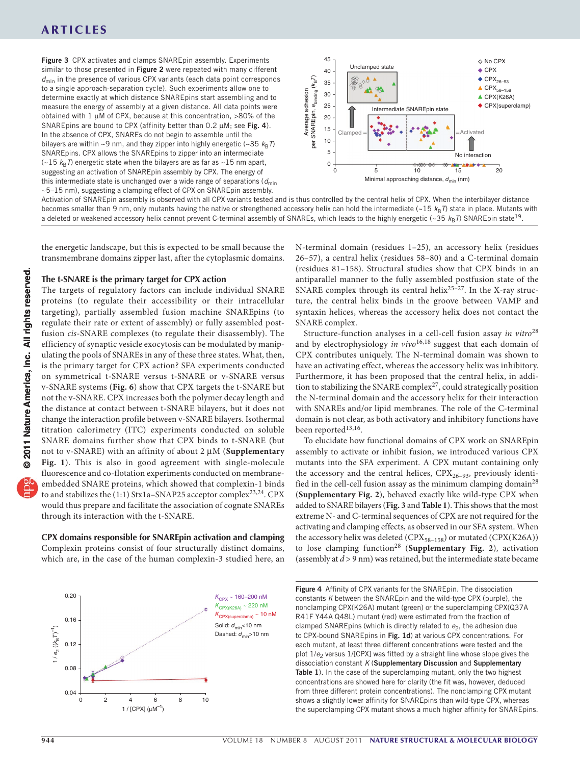**Figure 3** CPX activates and clamps SNAREpin assembly. Experiments similar to those presented in **Figure 2** were repeated with many different $d_{min}$ in the presence of various CPX variants (each data point corresponds to a single approach-separation cycle). Such experiments allow one to determine exactly at which distance SNAREpins start assembling and to measure the energy of assembly at a given distance. All data points were obtained with 1 µM of CPX, because at this concentration, >80% of the SNAREpins are bound to CPX (affinity better than 0.2 µM; see **Fig. 4**). In the absence of CPX, SNAREs do not begin to assemble until the bilayers are within ~9 nm, and they zipper into highly energetic (~35 $k_BT$) SNAREpins. CPX allows the SNAREpins to zipper into an intermediate (~15 $k_BT$) energetic state when the bilayers are as far as ~15 nm apart, suggesting an activation of SNAREpin assembly by CPX. The energy of this intermediate state is unchanged over a wide range of separations ($d_{min}$ ~5–15 nm), suggesting a clamping effect of CPX on SNAREpin assembly. Activation of SNAREpin assembly is observed with all CPX variants tested and is thus controlled by the central helix of CPX. When the interbilayer distance becomes smaller than 9 nm, only mutants having the native or strengthened accessory helix can hold the intermediate (~15 $k_BT$) state in place. Mutants with a deleted or weakened accessory helix cannot prevent C-terminal assembly of SNAREs, which leads to the highly energetic (~35 $k_BT$) SNAREpin state[19].

the energetic landscape, but this is expected to be small because the transmembrane domains zipper last, after the cytoplasmic domains.

### The t-SNARE is the primary target for CPX action

The targets of regulatory factors can include individual SNARE proteins (to regulate their accessibility or their intracellular targeting), partially assembled fusion machine SNAREpins (to regulate their rate or extent of assembly) or fully assembled post-fusion *cis*-SNARE complexes (to regulate their disassembly). The efficiency of synaptic vesicle exocytosis can be modulated by manipulating the pools of SNAREs in any of these three states. What, then, is the primary target for CPX action? SFA experiments conducted on symmetrical t-SNARE versus t-SNARE or v-SNARE versus v-SNARE systems (**Fig. 6**) show that CPX targets the t-SNARE but not the v-SNARE. CPX increases both the polymer decay length and the distance at contact between t-SNARE bilayers, but it does not change the interaction profile between v-SNARE bilayers. Isothermal titration calorimetry (ITC) experiments conducted on soluble SNARE domains further show that CPX binds to t-SNARE (but not to v-SNARE) with an affinity of about 2 µM (**Supplementary Fig. 1**). This is also in good agreement with single-molecule fluorescence and co-flotation experiments conducted on membrane-embedded SNARE proteins, which showed that complexin-1 binds to and stabilizes the (1:1) Stx1a–SNAP25 acceptor complex[23,24]. CPX would thus prepare and facilitate the association of cognate SNAREs through its interaction with the t-SNARE.

### CPX domains responsible for SNAREpin activation and clamping

Complexin proteins consist of four structurally distinct domains, which are, in the case of the human complexin-3 studied here, an N-terminal domain (residues 1–25), an accessory helix (residues 26–57), a central helix (residues 58–80) and a C-terminal domain (residues 81–158). Structural studies show that CPX binds in an antiparallel manner to the fully assembled postfusion state of the SNARE complex through its central helix[25–27]. In the X-ray structure, the central helix binds in the groove between VAMP and syntaxin helices, whereas the accessory helix does not contact the SNARE complex.

Structure-function analyses in a cell-cell fusion assay *in vitro*[28] and by electrophysiology *in vivo*[16,18] suggest that each domain of CPX contributes uniquely. The N-terminal domain was shown to have an activating effect, whereas the accessory helix was inhibitory. Furthermore, it has been proposed that the central helix, in addition to stabilizing the SNARE complex[27], could strategically position the N-terminal domain and the accessory helix for their interaction with SNAREs and/or lipid membranes. The role of the C-terminal domain is not clear, as both activatory and inhibitory functions have been reported[13,16].

To elucidate how functional domains of CPX work on SNAREpin assembly to activate or inhibit fusion, we introduced various CPX mutants into the SFA experiment. A CPX mutant containing only the accessory and the central helices, $CPX_{26–93}$, previously identified in the cell-cell fusion assay as the minimum clamping domain[28] (**Supplementary Fig. 2**), behaved exactly like wild-type CPX when added to SNARE bilayers (**Fig. 3** and **Table 1**). This shows that the most extreme N- and C-terminal sequences of CPX are not required for the activating and clamping effects, as observed in our SFA system. When the accessory helix was deleted ($CPX_{58–158}$) or mutated (CPX(K26A)) to lose clamping function[28] (**Supplementary Fig. 2**), activation (assembly at $d > 9$ nm) was retained, but the intermediate state became

**Figure 4** Affinity of CPX variants for the SNAREpin. The dissociation constants $K$ between the SNAREpin and the wild-type CPX (purple), the nonclamping CPX(K26A) mutant (green) or the superclamping CPX(Q37A R41F Y44A Q48L) mutant (red) were estimated from the fraction of clamped SNAREpins (which is directly related to $e_2$, the adhesion due to CPX-bound SNAREpins in **Fig. 1d**) at various CPX concentrations. For each mutant, at least three different concentrations were tested and the plot $1/e_2$ versus 1/[CPX] was fitted by a straight line whose slope gives the dissociation constant $K$ (**Supplementary Discussion** and **Supplementary Table 1**). In the case of the superclamping mutant, only the two highest concentrations are showed here for clarity (the fit was, however, deduced from three different protein concentrations). The nonclamping CPX mutant shows a slightly lower affinity for SNAREpins than wild-type CPX, whereas the superclamping CPX mutant shows a much higher affinity for SNAREpins.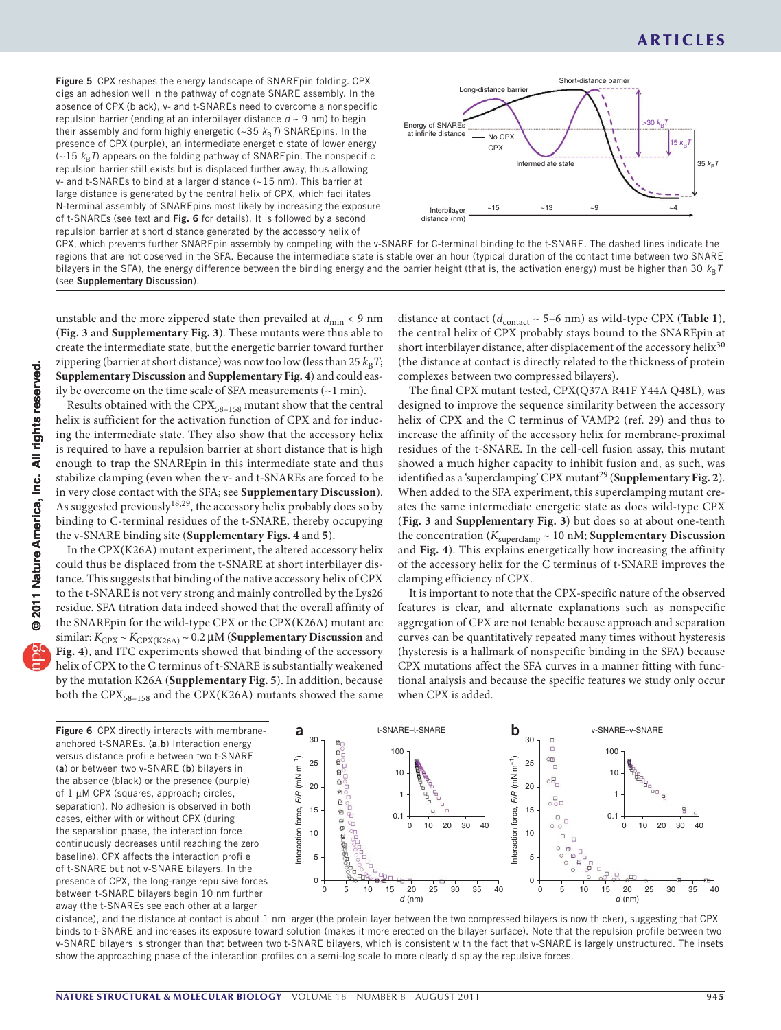**Figure 5** CPX reshapes the energy landscape of SNAREpin folding. CPX digs an adhesion well in the pathway of cognate SNARE assembly. In the absence of CPX (black), v- and t-SNAREs need to overcome a nonspecific repulsion barrier (ending at an interbilayer distance $d \sim 9$ nm) to begin their assembly and form highly energetic ($\sim 35\ k_BT$) SNAREpins. In the presence of CPX (purple), an intermediate energetic state of lower energy ($\sim 15\ k_BT$) appears on the folding pathway of SNAREpin. The nonspecific repulsion barrier still exists but is displaced further away, thus allowing v- and t-SNAREs to bind at a larger distance (~15 nm). This barrier at large distance is generated by the central helix of CPX, which facilitates N-terminal assembly of SNAREpins most likely by increasing the exposure of t-SNAREs (see text and **Fig. 6** for details). It is followed by a second repulsion barrier at short distance generated by the accessory helix of CPX, which prevents further SNAREpin assembly by competing with the v-SNARE for C-terminal binding to the t-SNARE. The dashed lines indicate the regions that are not observed in the SFA. Because the intermediate state is stable over an hour (typical duration of the contact time between two SNARE bilayers in the SFA), the energy difference between the binding energy and the barrier height (that is, the activation energy) must be higher than 30 $k_BT$ (see **Supplementary Discussion**).

unstable and the more zippered state then prevailed at $d_{min} < 9$ nm (**Fig. 3** and **Supplementary Fig. 3**). These mutants were thus able to create the intermediate state, but the energetic barrier toward further zippering (barrier at short distance) was now too low (less than 25 $k_BT$; **Supplementary Discussion** and **Supplementary Fig. 4**) and could easily be overcome on the time scale of SFA measurements (~1 min).

Results obtained with the $CPX_{58–158}$ mutant show that the central helix is sufficient for the activation function of CPX and for inducing the intermediate state. They also show that the accessory helix is required to have a repulsion barrier at short distance that is high enough to trap the SNAREpin in this intermediate state and thus stabilize clamping (even when the v- and t-SNAREs are forced to be in very close contact with the SFA; see **Supplementary Discussion**). As suggested previously[18,29], the accessory helix probably does so by binding to C-terminal residues of the t-SNARE, thereby occupying the v-SNARE binding site (**Supplementary Figs. 4** and **5**).

In the CPX(K26A) mutant experiment, the altered accessory helix could thus be displaced from the t-SNARE at short interbilayer distance. This suggests that binding of the native accessory helix of CPX to the t-SNARE is not very strong and mainly controlled by the Lys26 residue. SFA titration data indeed showed that the overall affinity of the SNAREpin for the wild-type CPX or the CPX(K26A) mutant are similar: $K_{CPX} \sim K_{CPX(K26A)} \sim 0.2\ \mu M$ (**Supplementary Discussion** and **Fig. 4**), and ITC experiments showed that binding of the accessory helix of CPX to the C terminus of t-SNARE is substantially weakened by the mutation K26A (**Supplementary Fig. 5**). In addition, because both the $CPX_{58–158}$ and the CPX(K26A) mutants showed the same distance at contact ($d_{contact} \sim 5$–6 nm) as wild-type CPX (**Table 1**), the central helix of CPX probably stays bound to the SNAREpin at short interbilayer distance, after displacement of the accessory helix[30] (the distance at contact is directly related to the thickness of protein complexes between two compressed bilayers).

The final CPX mutant tested, CPX(Q37A R41F Y44A Q48L), was designed to improve the sequence similarity between the accessory helix of CPX and the C terminus of VAMP2 (ref. 29) and thus to increase the affinity of the accessory helix for membrane-proximal residues of the t-SNARE. In the cell-cell fusion assay, this mutant showed a much higher capacity to inhibit fusion and, as such, was identified as a 'superclamping' CPX mutant[29] (**Supplementary Fig. 2**). When added to the SFA experiment, this superclamping mutant creates the same intermediate energetic state as does wild-type CPX (**Fig. 3** and **Supplementary Fig. 3**) but does so at about one-tenth the concentration ($K_{superclamp} \sim 10$ nM; **Supplementary Discussion** and **Fig. 4**). This explains energetically how increasing the affinity of the accessory helix for the C terminus of t-SNARE improves the clamping efficiency of CPX.

It is important to note that the CPX-specific nature of the observed features is clear, and alternate explanations such as nonspecific aggregation of CPX are not tenable because approach and separation curves can be quantitatively repeated many times without hysteresis (hysteresis is a hallmark of nonspecific binding in the SFA) because CPX mutations affect the SFA curves in a manner fitting with functional analysis and because the specific features we study only occur when CPX is added.

**Figure 6** CPX directly interacts with membrane-anchored t-SNAREs. (**a**,**b**) Interaction energy versus distance profile between two t-SNARE (**a**) or between two v-SNARE (**b**) bilayers in the absence (black) or the presence (purple) of 1 μM CPX (squares, approach; circles, separation). No adhesion is observed in both cases, either with or without CPX (during the separation phase, the interaction force continuously decreases until reaching the zero baseline). CPX affects the interaction profile of t-SNARE but not v-SNARE bilayers. In the presence of CPX, the long-range repulsive forces between t-SNARE bilayers begin 10 nm further away (the t-SNAREs see each other at a larger distance), and the distance at contact is about 1 nm larger (the protein layer between the two compressed bilayers is now thicker), suggesting that CPX binds to t-SNARE and increases its exposure toward solution (makes it more erected on the bilayer surface). Note that the repulsion profile between two v-SNARE bilayers is stronger than that between two t-SNARE bilayers, which is consistent with the fact that v-SNARE is largely unstructured. The insets show the approaching phase of the interaction profiles on a semi-log scale to more clearly display the repulsive forces.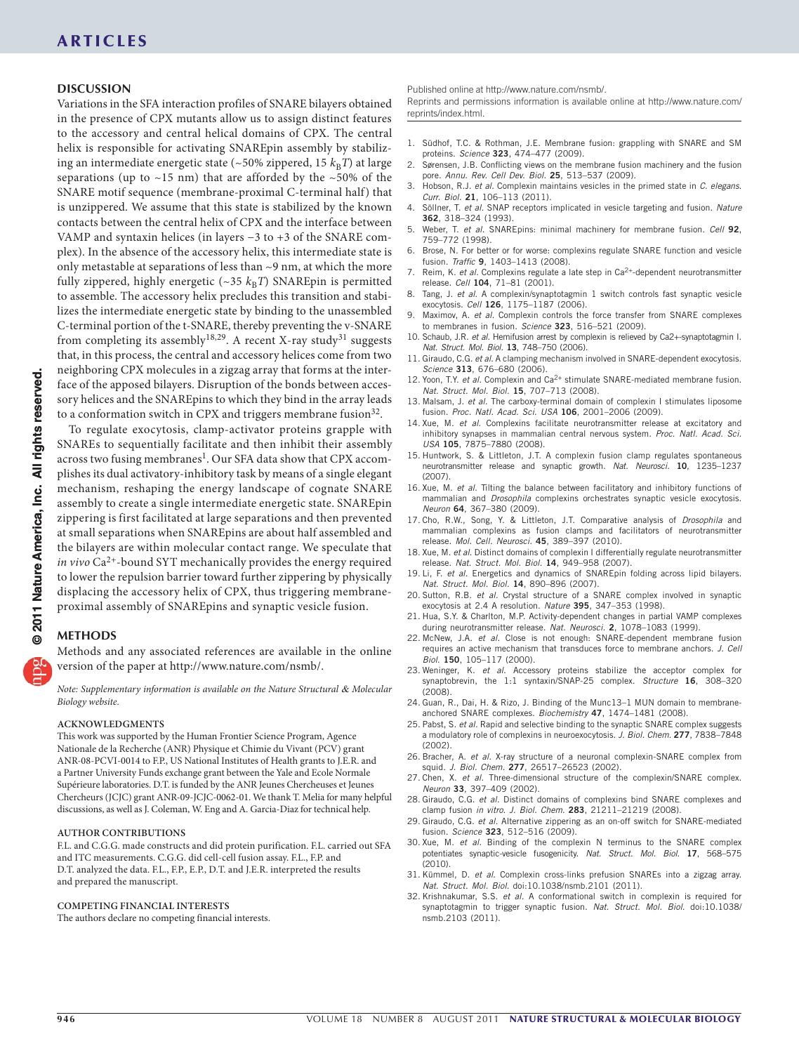## DISCUSSION

Variations in the SFA interaction profiles of SNARE bilayers obtained in the presence of CPX mutants allow us to assign distinct features to the accessory and central helical domains of CPX. The central helix is responsible for activating SNAREpin assembly by stabilizing an intermediate energetic state (~50% zippered, 15 $k_BT$) at large separations (up to ~15 nm) that are afforded by the ~50% of the SNARE motif sequence (membrane-proximal C-terminal half) that is unzippered. We assume that this state is stabilized by the known contacts between the central helix of CPX and the interface between VAMP and syntaxin helices (in layers −3 to +3 of the SNARE complex). In the absence of the accessory helix, this intermediate state is only metastable at separations of less than ~9 nm, at which the more fully zippered, highly energetic (~35 $k_BT$) SNAREpin is permitted to assemble. The accessory helix precludes this transition and stabilizes the intermediate energetic state by binding to the unassembled C-terminal portion of the t-SNARE, thereby preventing the v-SNARE from completing its assembly[18,29]. A recent X-ray study[31] suggests that, in this process, the central and accessory helices come from two neighboring CPX molecules in a zigzag array that forms at the interface of the apposed bilayers. Disruption of the bonds between accessory helices and the SNAREpins to which they bind in the array leads to a conformation switch in CPX and triggers membrane fusion[32].

To regulate exocytosis, clamp-activator proteins grapple with SNAREs to sequentially facilitate and then inhibit their assembly across two fusing membranes[1]. Our SFA data show that CPX accomplishes its dual activatory-inhibitory task by means of a single elegant mechanism, reshaping the energy landscape of cognate SNARE assembly to create a single intermediate energetic state. SNAREpin zippering is first facilitated at large separations and then prevented at small separations when SNAREpins are about half assembled and the bilayers are within molecular contact range. We speculate that *in vivo* $Ca^{2+}$-bound SYT mechanically provides the energy required to lower the repulsion barrier toward further zippering by physically displacing the accessory helix of CPX, thus triggering membrane-proximal assembly of SNAREpins and synaptic vesicle fusion.

## METHODS

Methods and any associated references are available in the online version of the paper at http://www.nature.com/nsmb/.

*Note: Supplementary information is available on the Nature Structural & Molecular Biology website.*

### ACKNOWLEDGMENTS

This work was supported by the Human Frontier Science Program, Agence Nationale de la Recherche (ANR) Physique et Chimie du Vivant (PCV) grant ANR-08-PCVI-0014 to F.P., US National Institutes of Health grants to J.E.R. and a Partner University Funds exchange grant between the Yale and Ecole Normale Supérieure laboratories. D.T. is funded by the ANR Jeunes Chercheuses et Jeunes Chercheurs (JCJC) grant ANR-09-JCJC-0062-01. We thank T. Melia for many helpful discussions, as well as J. Coleman, W. Eng and A. Garcia-Diaz for technical help.

### AUTHOR CONTRIBUTIONS

F.L. and C.G.G. made constructs and did protein purification. F.L. carried out SFA and ITC measurements. C.G.G. did cell-cell fusion assay. F.L., F.P. and D.T. analyzed the data. F.L., F.P., E.P., D.T. and J.E.R. interpreted the results and prepared the manuscript.

### COMPETING FINANCIAL INTERESTS

The authors declare no competing financial interests.

Published online at http://www.nature.com/nsmb/.
Reprints and permissions information is available online at http://www.nature.com/reprints/index.html.

1. Südhof, T.C. & Rothman, J.E. Membrane fusion: grappling with SNARE and SM proteins. *Science* **323**, 474–477 (2009).
2. Sørensen, J.B. Conflicting views on the membrane fusion machinery and the fusion pore. *Annu. Rev. Cell Dev. Biol.* **25**, 513–537 (2009).
3. Hobson, R.J. *et al.* Complexin maintains vesicles in the primed state in *C. elegans*. *Curr. Biol.* **21**, 106–113 (2011).
4. Söllner, T. *et al.* SNAP receptors implicated in vesicle targeting and fusion. *Nature* **362**, 318–324 (1993).
5. Weber, T. *et al.* SNAREpins: minimal machinery for membrane fusion. *Cell* **92**, 759–772 (1998).
6. Brose, N. For better or for worse: complexins regulate SNARE function and vesicle fusion. *Traffic* **9**, 1403–1413 (2008).
7. Reim, K. *et al.* Complexins regulate a late step in $Ca^{2+}$-dependent neurotransmitter release. *Cell* **104**, 71–81 (2001).
8. Tang, J. *et al.* A complexin/synaptotagmin 1 switch controls fast synaptic vesicle exocytosis. *Cell* **126**, 1175–1187 (2006).
9. Maximov, A. *et al.* Complexin controls the force transfer from SNARE complexes to membranes in fusion. *Science* **323**, 516–521 (2009).
10. Schaub, J.R. *et al.* Hemifusion arrest by complexin is relieved by Ca2+-synaptotagmin I. *Nat. Struct. Mol. Biol.* **13**, 748–750 (2006).
11. Giraudo, C.G. *et al.* A clamping mechanism involved in SNARE-dependent exocytosis. *Science* **313**, 676–680 (2006).
12. Yoon, T.Y. *et al.* Complexin and $Ca^{2+}$ stimulate SNARE-mediated membrane fusion. *Nat. Struct. Mol. Biol.* **15**, 707–713 (2008).
13. Malsam, J. *et al.* The carboxy-terminal domain of complexin I stimulates liposome fusion. *Proc. Natl. Acad. Sci. USA* **106**, 2001–2006 (2009).
14. Xue, M. *et al.* Complexins facilitate neurotransmitter release at excitatory and inhibitory synapses in mammalian central nervous system. *Proc. Natl. Acad. Sci. USA* **105**, 7875–7880 (2008).
15. Huntwork, S. & Littleton, J.T. A complexin fusion clamp regulates spontaneous neurotransmitter release and synaptic growth. *Nat. Neurosci.* **10**, 1235–1237 (2007).
16. Xue, M. *et al.* Tilting the balance between facilitatory and inhibitory functions of mammalian and *Drosophila* complexins orchestrates synaptic vesicle exocytosis. *Neuron* **64**, 367–380 (2009).
17. Cho, R.W., Song, Y. & Littleton, J.T. Comparative analysis of *Drosophila* and mammalian complexins as fusion clamps and facilitators of neurotransmitter release. *Mol. Cell. Neurosci.* **45**, 389–397 (2010).
18. Xue, M. *et al.* Distinct domains of complexin I differentially regulate neurotransmitter release. *Nat. Struct. Mol. Biol.* **14**, 949–958 (2007).
19. Li, F. *et al.* Energetics and dynamics of SNAREpin folding across lipid bilayers. *Nat. Struct. Mol. Biol.* **14**, 890–896 (2007).
20. Sutton, R.B. *et al.* Crystal structure of a SNARE complex involved in synaptic exocytosis at 2.4 A resolution. *Nature* **395**, 347–353 (1998).
21. Hua, S.Y. & Charlton, M.P. Activity-dependent changes in partial VAMP complexes during neurotransmitter release. *Nat. Neurosci.* **2**, 1078–1083 (1999).
22. McNew, J.A. *et al.* Close is not enough: SNARE-dependent membrane fusion requires an active mechanism that transduces force to membrane anchors. *J. Cell Biol.* **150**, 105–117 (2000).
23. Weninger, K. *et al.* Accessory proteins stabilize the acceptor complex for synaptobrevin, the 1:1 syntaxin/SNAP-25 complex. *Structure* **16**, 308–320 (2008).
24. Guan, R., Dai, H. & Rizo, J. Binding of the Munc13–1 MUN domain to membrane-anchored SNARE complexes. *Biochemistry* **47**, 1474–1481 (2008).
25. Pabst, S. *et al.* Rapid and selective binding to the synaptic SNARE complex suggests a modulatory role of complexins in neuroexocytosis. *J. Biol. Chem.* **277**, 7838–7848 (2002).
26. Bracher, A. *et al.* X-ray structure of a neuronal complexin-SNARE complex from squid. *J. Biol. Chem.* **277**, 26517–26523 (2002).
27. Chen, X. *et al.* Three-dimensional structure of the complexin/SNARE complex. *Neuron* **33**, 397–409 (2002).
28. Giraudo, C.G. *et al.* Distinct domains of complexins bind SNARE complexes and clamp fusion *in vitro*. *J. Biol. Chem.* **283**, 21211–21219 (2008).
29. Giraudo, C.G. *et al.* Alternative zippering as an on-off switch for SNARE-mediated fusion. *Science* **323**, 512–516 (2009).
30. Xue, M. *et al.* Binding of the complexin N terminus to the SNARE complex potentiates synaptic-vesicle fusogenicity. *Nat. Struct. Mol. Biol.* **17**, 568–575 (2010).
31. Kümmel, D. *et al.* Complexin cross-links prefusion SNAREs into a zigzag array. *Nat. Struct. Mol. Biol.* doi:10.1038/nsmb.2101 (2011).
32. Krishnakumar, S.S. *et al.* A conformational switch in complexin is required for synaptotagmin to trigger synaptic fusion. *Nat. Struct. Mol. Biol.* doi:10.1038/nsmb.2103 (2011).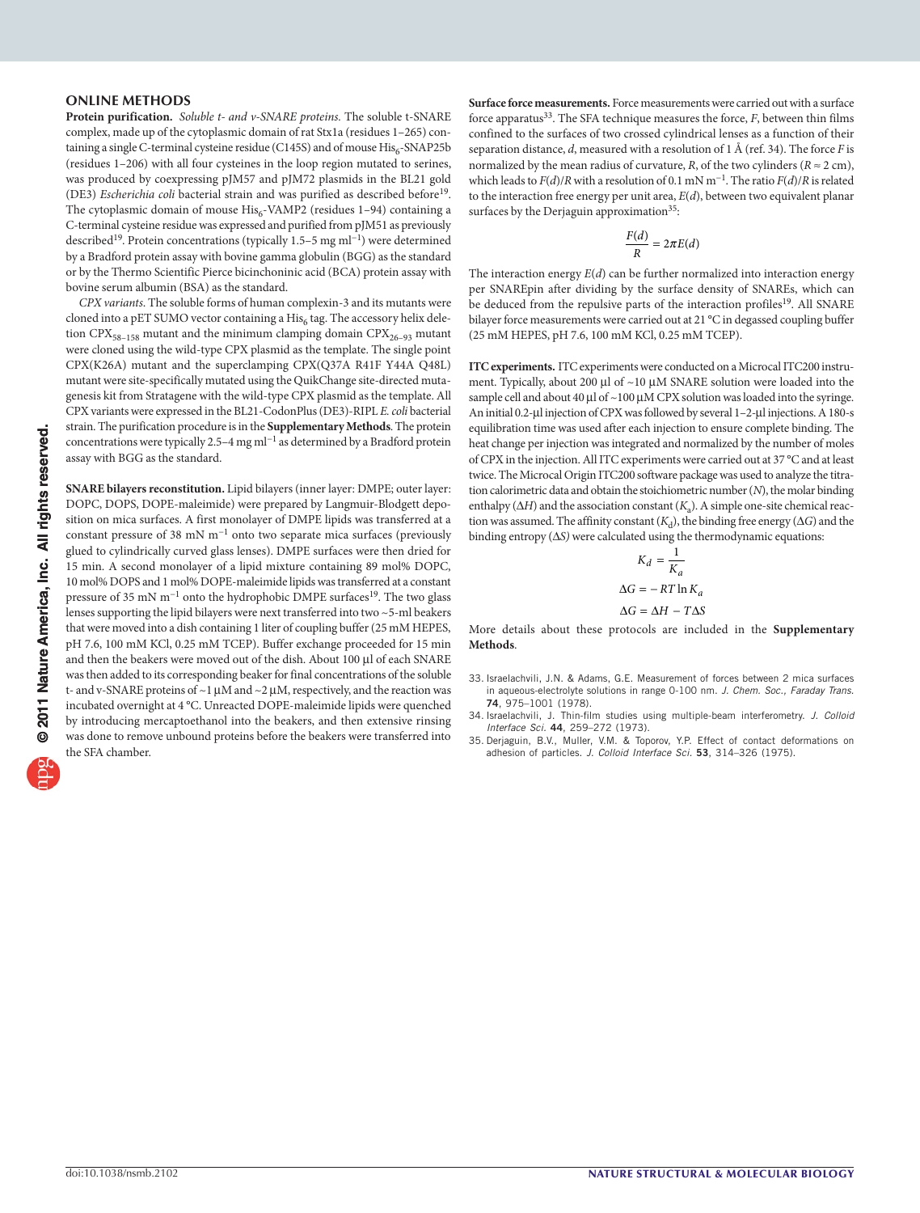## ONLINE METHODS

**Protein purification.** *Soluble t- and v-SNARE proteins.* The soluble t-SNARE complex, made up of the cytoplasmic domain of rat Stx1a (residues 1–265) containing a single C-terminal cysteine residue (C145S) and of mouse $His_6$-SNAP25b (residues 1–206) with all four cysteines in the loop region mutated to serines, was produced by coexpressing pJM57 and pJM72 plasmids in the BL21 gold (DE3) *Escherichia coli* bacterial strain and was purified as described before[19]. The cytoplasmic domain of mouse $His_6$-VAMP2 (residues 1–94) containing a C-terminal cysteine residue was expressed and purified from pJM51 as previously described[19]. Protein concentrations (typically 1.5–5 mg ml$^{-1}$) were determined by a Bradford protein assay with bovine gamma globulin (BGG) as the standard or by the Thermo Scientific Pierce bicinchoninic acid (BCA) protein assay with bovine serum albumin (BSA) as the standard.

*CPX variants.* The soluble forms of human complexin-3 and its mutants were cloned into a pET SUMO vector containing a $His_6$ tag. The accessory helix deletion $CPX_{58–158}$ mutant and the minimum clamping domain $CPX_{26–93}$ mutant were cloned using the wild-type CPX plasmid as the template. The single point CPX(K26A) mutant and the superclamping CPX(Q37A R41F Y44A Q48L) mutant were site-specifically mutated using the QuikChange site-directed mutagenesis kit from Stratagene with the wild-type CPX plasmid as the template. All CPX variants were expressed in the BL21-CodonPlus (DE3)-RIPL *E. coli* bacterial strain. The purification procedure is in the **Supplementary Methods**. The protein concentrations were typically 2.5–4 mg ml$^{-1}$ as determined by a Bradford protein assay with BGG as the standard.

**SNARE bilayers reconstitution.** Lipid bilayers (inner layer: DMPE; outer layer: DOPC, DOPS, DOPE-maleimide) were prepared by Langmuir-Blodgett deposition on mica surfaces. A first monolayer of DMPE lipids was transferred at a constant pressure of 38 mN m$^{-1}$ onto two separate mica surfaces (previously glued to cylindrically curved glass lenses). DMPE surfaces were then dried for 15 min. A second monolayer of a lipid mixture containing 89 mol% DOPC, 10 mol% DOPS and 1 mol% DOPE-maleimide lipids was transferred at a constant pressure of 35 mN m$^{-1}$ onto the hydrophobic DMPE surfaces[19]. The two glass lenses supporting the lipid bilayers were next transferred into two ~5-ml beakers that were moved into a dish containing 1 liter of coupling buffer (25 mM HEPES, pH 7.6, 100 mM KCl, 0.25 mM TCEP). Buffer exchange proceeded for 15 min and then the beakers were moved out of the dish. About 100 µl of each SNARE was then added to its corresponding beaker for final concentrations of the soluble t- and v-SNARE proteins of ~1 µM and ~2 µM, respectively, and the reaction was incubated overnight at 4 °C. Unreacted DOPE-maleimide lipids were quenched by introducing mercaptoethanol into the beakers, and then extensive rinsing was done to remove unbound proteins before the beakers were transferred into the SFA chamber.

**Surface force measurements.** Force measurements were carried out with a surface force apparatus[33]. The SFA technique measures the force, $F$, between thin films confined to the surfaces of two crossed cylindrical lenses as a function of their separation distance, $d$, measured with a resolution of 1 Å (ref. 34). The force $F$ is normalized by the mean radius of curvature, $R$, of the two cylinders ($R \approx 2$ cm), which leads to $F(d)/R$ with a resolution of 0.1 mN m$^{-1}$. The ratio $F(d)/R$ is related to the interaction free energy per unit area, $E(d)$, between two equivalent planar surfaces by the Derjaguin approximation[35]:

$$\frac{F(d)}{R} = 2\pi E(d)$$

The interaction energy $E(d)$ can be further normalized into interaction energy per SNAREpin after dividing by the surface density of SNAREs, which can be deduced from the repulsive parts of the interaction profiles[19]. All SNARE bilayer force measurements were carried out at 21 °C in degassed coupling buffer (25 mM HEPES, pH 7.6, 100 mM KCl, 0.25 mM TCEP).

**ITC experiments.** ITC experiments were conducted on a Microcal ITC200 instrument. Typically, about 200 µl of ~10 µM SNARE solution were loaded into the sample cell and about 40 µl of ~100 µM CPX solution was loaded into the syringe. An initial 0.2-µl injection of CPX was followed by several 1–2-µl injections. A 180-s equilibration time was used after each injection to ensure complete binding. The heat change per injection was integrated and normalized by the number of moles of CPX in the injection. All ITC experiments were carried out at 37 °C and at least twice. The Microcal Origin ITC200 software package was used to analyze the titration calorimetric data and obtain the stoichiometric number ($N$), the molar binding enthalpy ($\Delta H$) and the association constant ($K_a$). A simple one-site chemical reaction was assumed. The affinity constant ($K_d$), the binding free energy ($\Delta G$) and the binding entropy ($\Delta S$) were calculated using the thermodynamic equations:

$$K_d = \frac{1}{K_a}$$

$$\Delta G = -RT \ln K_a$$

$$\Delta G = \Delta H - T\Delta S$$

More details about these protocols are included in the **Supplementary Methods**.

33. Israelachvili, J.N. & Adams, G.E. Measurement of forces between 2 mica surfaces in aqueous-electrolyte solutions in range 0-100 nm. *J. Chem. Soc., Faraday Trans.* **74**, 975–1001 (1978).
34. Israelachvili, J. Thin-film studies using multiple-beam interferometry. *J. Colloid Interface Sci.* **44**, 259–272 (1973).
35. Derjaguin, B.V., Muller, V.M. & Toporov, Y.P. Effect of contact deformations on adhesion of particles. *J. Colloid Interface Sci.* **53**, 314–326 (1975).